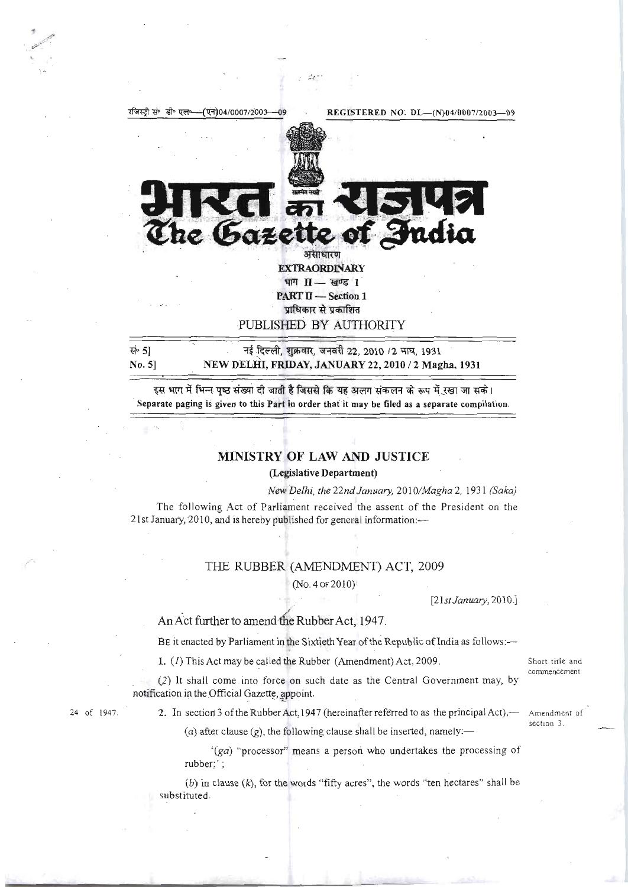रजिस्ट्री सं॰ डी॰ एल॰—(एन)04/0007/2003—09 REGISTERED NO. DL—(N)04/0007/2003—09

# भारत का राजपत्र
# The Gazette of India

असाधारण
**EXTRAORDINARY**
भाग II — खण्ड 1
**PART II — Section 1**
प्राधिकार से प्रकाशित
PUBLISHED BY AUTHORITY

सं॰ 5] नई दिल्ली, शुक्रवार, जनवरी 22, 2010 / 2 माघ, 1931
**No. 5] NEW DELHI, FRIDAY, JANUARY 22, 2010 / 2 Magha, 1931**

इस भाग में भिन्न पृष्ठ संख्या दी जाती है जिससे कि यह अलग संकलन के रूप में रखा जा सके।
**Separate paging is given to this Part in order that it may be filed as a separate compilation.**

## MINISTRY OF LAW AND JUSTICE

**(Legislative Department)**

*New Delhi, the 22nd January, 2010/Magha 2, 1931 (Saka)*

The following Act of Parliament received the assent of the President on the 21st January, 2010, and is hereby published for general information:—

## THE RUBBER (AMENDMENT) ACT, 2009

(No. 4 of 2010)

[*21st January*, 2010.]

An Act further to amend the Rubber Act, 1947.

Be it enacted by Parliament in the Sixtieth Year of the Republic of India as follows:—

Short title and commencement.

1. (*1*) This Act may be called the Rubber (Amendment) Act, 2009.

(*2*) It shall come into force on such date as the Central Government may, by notification in the Official Gazette, appoint.

Amendment of section 3.

24 of 1947.

2. In section 3 of the Rubber Act, 1947 (hereinafter referred to as the principal Act),—

(*a*) after clause (*g*), the following clause shall be inserted, namely:—

'(*ga*) "processor" means a person who undertakes the processing of rubber;';

(*b*) in clause (*k*), for the words "fifty acres", the words "ten hectares" shall be substituted.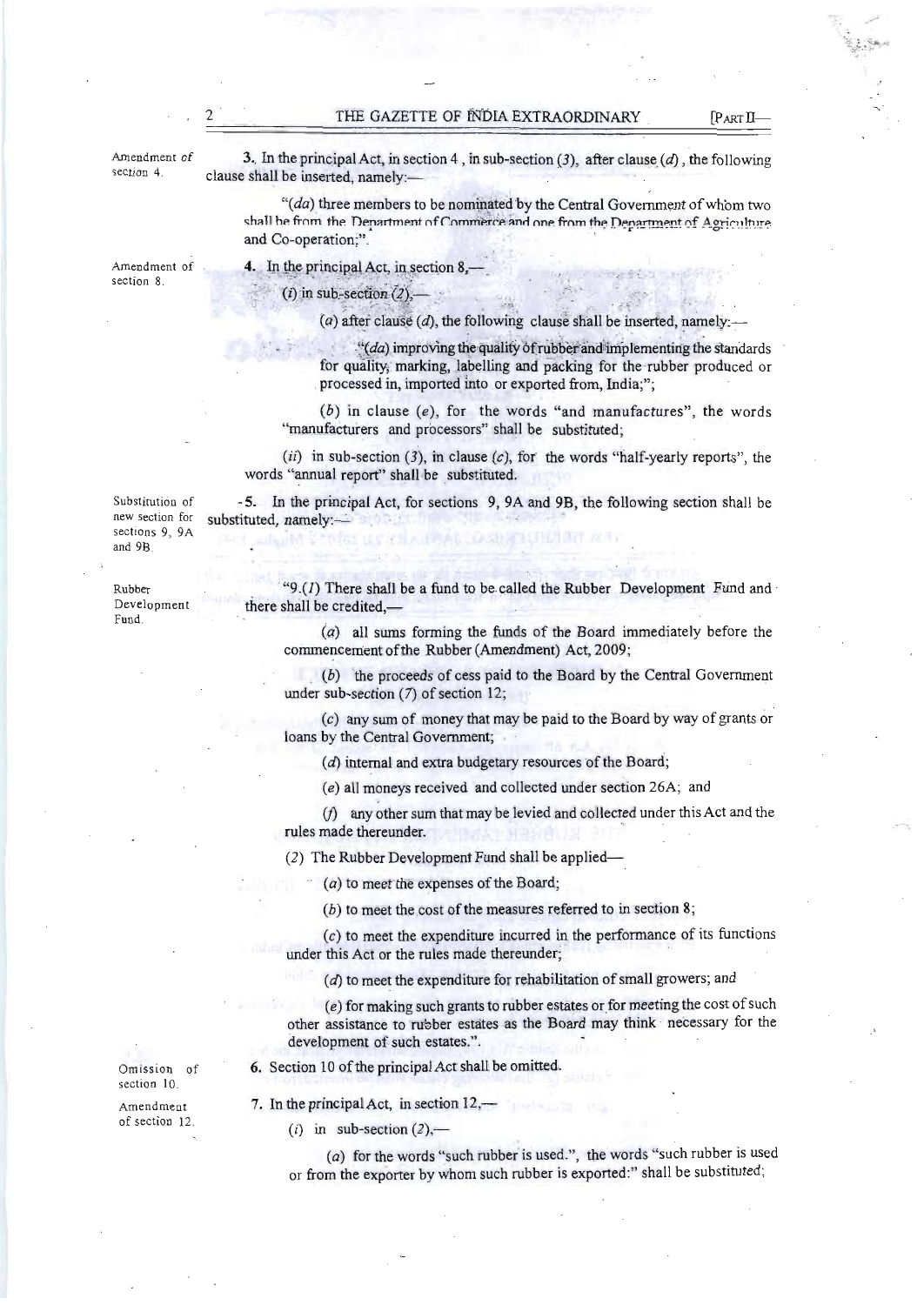Amendment of section 4.

**3.** In the principal Act, in section 4, in sub-section (*3*), after clause (*d*), the following clause shall be inserted, namely:—

"(*da*) three members to be nominated by the Central Government of whom two shall be from the Department of Commerce and one from the Department of Agriculture and Co-operation;".

Amendment of section 8.

**4.** In the principal Act, in section 8,—

(*i*) in sub-section (*2*),—

(*a*) after clause (*d*), the following clause shall be inserted, namely:—

"(*da*) improving the quality of rubber and implementing the standards for quality, marking, labelling and packing for the rubber produced or processed in, imported into or exported from, India;";

(*b*) in clause (*e*), for the words "and manufactures", the words "manufacturers and processors" shall be substituted;

(*ii*) in sub-section (*3*), in clause (*c*), for the words "half-yearly reports", the words "annual report" shall be substituted.

Substitution of new section for sections 9, 9A and 9B.

**5.** In the principal Act, for sections 9, 9A and 9B, the following section shall be substituted, namely:—

Rubber Development Fund.

"9.(*1*) There shall be a fund to be called the Rubber Development Fund and there shall be credited,—

(*a*) all sums forming the funds of the Board immediately before the commencement of the Rubber (Amendment) Act, 2009;

(*b*) the proceeds of cess paid to the Board by the Central Government under sub-section (*7*) of section 12;

(*c*) any sum of money that may be paid to the Board by way of grants or loans by the Central Government;

(*d*) internal and extra budgetary resources of the Board;

(*e*) all moneys received and collected under section 26A; and

(*f*) any other sum that may be levied and collected under this Act and the rules made thereunder.

(*2*) The Rubber Development Fund shall be applied—

(*a*) to meet the expenses of the Board;

(*b*) to meet the cost of the measures referred to in section 8;

(*c*) to meet the expenditure incurred in the performance of its functions under this Act or the rules made thereunder;

(*d*) to meet the expenditure for rehabilitation of small growers; and

(*e*) for making such grants to rubber estates or for meeting the cost of such other assistance to rubber estates as the Board may think necessary for the development of such estates.".

Omission of section 10.

**6.** Section 10 of the principal Act shall be omitted.

Amendment of section 12.

**7.** In the principal Act, in section 12,—

(*i*) in sub-section (*2*),—

(*a*) for the words "such rubber is used.", the words "such rubber is used or from the exporter by whom such rubber is exported:" shall be substituted;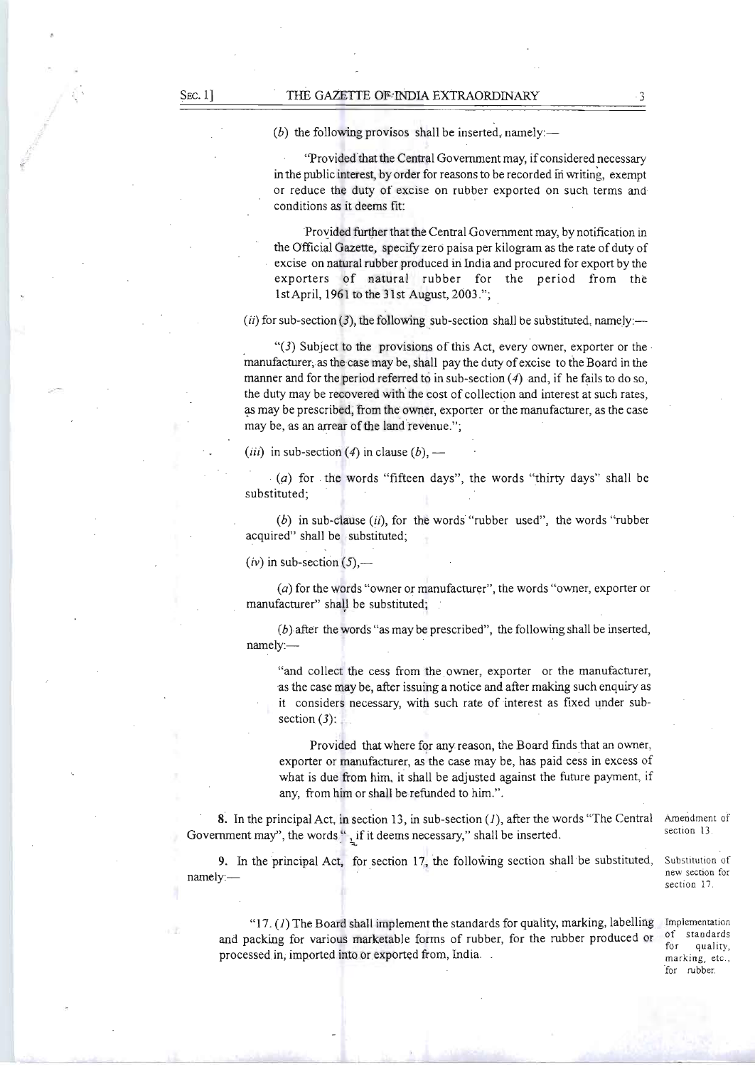(*b*) the following provisos shall be inserted, namely:—

"Provided that the Central Government may, if considered necessary in the public interest, by order for reasons to be recorded in writing, exempt or reduce the duty of excise on rubber exported on such terms and conditions as it deems fit:

Provided further that the Central Government may, by notification in the Official Gazette, specify zero paisa per kilogram as the rate of duty of excise on natural rubber produced in India and procured for export by the exporters of natural rubber for the period from the 1st April, 1961 to the 31st August, 2003.";

(*ii*) for sub-section (*3*), the following sub-section shall be substituted, namely:—

"(*3*) Subject to the provisions of this Act, every owner, exporter or the manufacturer, as the case may be, shall pay the duty of excise to the Board in the manner and for the period referred to in sub-section (*4*) and, if he fails to do so, the duty may be recovered with the cost of collection and interest at such rates, as may be prescribed, from the owner, exporter or the manufacturer, as the case may be, as an arrear of the land revenue.";

(*iii*) in sub-section (*4*) in clause (*b*), —

(*a*) for the words "fifteen days", the words "thirty days" shall be substituted;

(*b*) in sub-clause (*ii*), for the words "rubber used", the words "rubber acquired" shall be substituted;

(*iv*) in sub-section (*5*),—

(*a*) for the words "owner or manufacturer", the words "owner, exporter or manufacturer" shall be substituted;

(*b*) after the words "as may be prescribed", the following shall be inserted, namely:—

"and collect the cess from the owner, exporter or the manufacturer, as the case may be, after issuing a notice and after making such enquiry as it considers necessary, with such rate of interest as fixed under sub-section (*3*):

Provided that where for any reason, the Board finds that an owner, exporter or manufacturer, as the case may be, has paid cess in excess of what is due from him, it shall be adjusted against the future payment, if any, from him or shall be refunded to him.".

Amendment of section 13.

**8.** In the principal Act, in section 13, in sub-section (*1*), after the words "The Central Government may", the words ", if it deems necessary," shall be inserted.

Substitution of new section for section 17.

**9.** In the principal Act, for section 17, the following section shall be substituted, namely:—

Implementation of standards for quality, marking, etc., for rubber.

"17. (*1*) The Board shall implement the standards for quality, marking, labelling and packing for various marketable forms of rubber, for the rubber produced or processed in, imported into or exported from, India.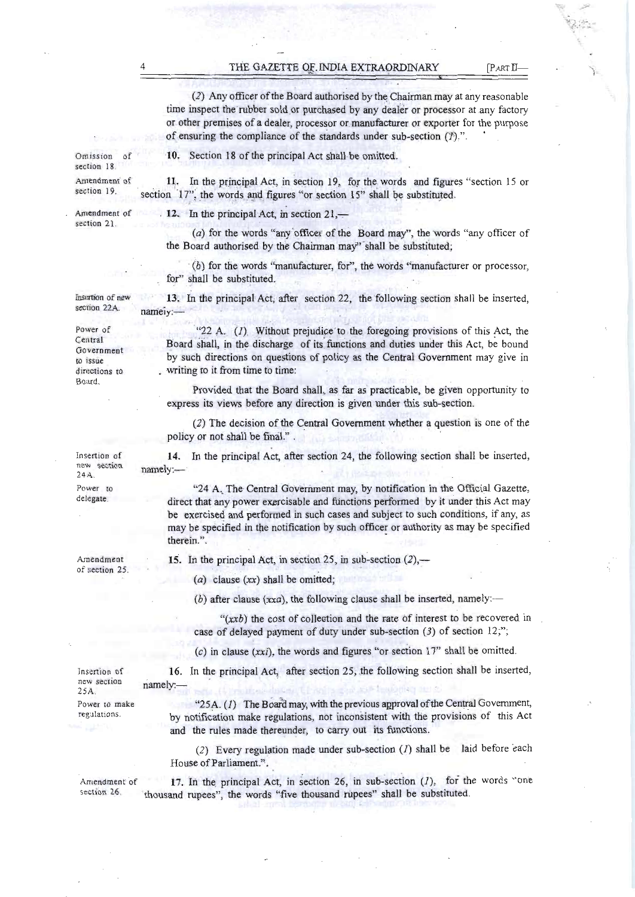(2) Any officer of the Board authorised by the Chairman may at any reasonable time inspect the rubber sold or purchased by any dealer or processor at any factory or other premises of a dealer, processor or manufacturer or exporter for the purpose of ensuring the compliance of the standards under sub-section (1).".

Omission of section 18.

**10.** Section 18 of the principal Act shall be omitted.

Amendment of section 19.

**11.** In the principal Act, in section 19, for the words and figures "section 15 or section 17", the words and figures "or section 15" shall be substituted.

Amendment of section 21.

**12.** In the principal Act, in section 21,—

(a) for the words "any officer of the Board may", the words "any officer of the Board authorised by the Chairman may" shall be substituted;

(b) for the words "manufacturer, for", the words "manufacturer or processor, for" shall be substituted.

Insertion of new section 22A.

**13.** In the principal Act, after section 22, the following section shall be inserted, namely:—

Power of Central Government to issue directions to Board.

"22 A. (1) Without prejudice to the foregoing provisions of this Act, the Board shall, in the discharge of its functions and duties under this Act, be bound by such directions on questions of policy as the Central Government may give in writing to it from time to time:

Provided that the Board shall, as far as practicable, be given opportunity to express its views before any direction is given under this sub-section.

(2) The decision of the Central Government whether a question is one of the policy or not shall be final.".

Insertion of new section 24A.

**14.** In the principal Act, after section 24, the following section shall be inserted, namely:—

Power to delegate.

"24 A. The Central Government may, by notification in the Official Gazette, direct that any power exercisable and functions performed by it under this Act may be exercised and performed in such cases and subject to such conditions, if any, as may be specified in the notification by such officer or authority as may be specified therein.".

Amendment of section 25.

**15.** In the principal Act, in section 25, in sub-section (2),—

(a) clause (xx) shall be omitted;

(b) after clause (xxa), the following clause shall be inserted, namely:—

"(xxb) the cost of collection and the rate of interest to be recovered in case of delayed payment of duty under sub-section (3) of section 12;";

(c) in clause (xxi), the words and figures "or section 17" shall be omitted.

Insertion of new section 25A.

**16.** In the principal Act, after section 25, the following section shall be inserted, namely:—

Power to make regulations.

"25A. (1) The Board may, with the previous approval of the Central Government, by notification make regulations, not inconsistent with the provisions of this Act and the rules made thereunder, to carry out its functions.

(2) Every regulation made under sub-section (1) shall be laid before each House of Parliament.".

Amendment of section 26.

**17.** In the principal Act, in section 26, in sub-section (1), for the words "one thousand rupees", the words "five thousand rupees" shall be substituted.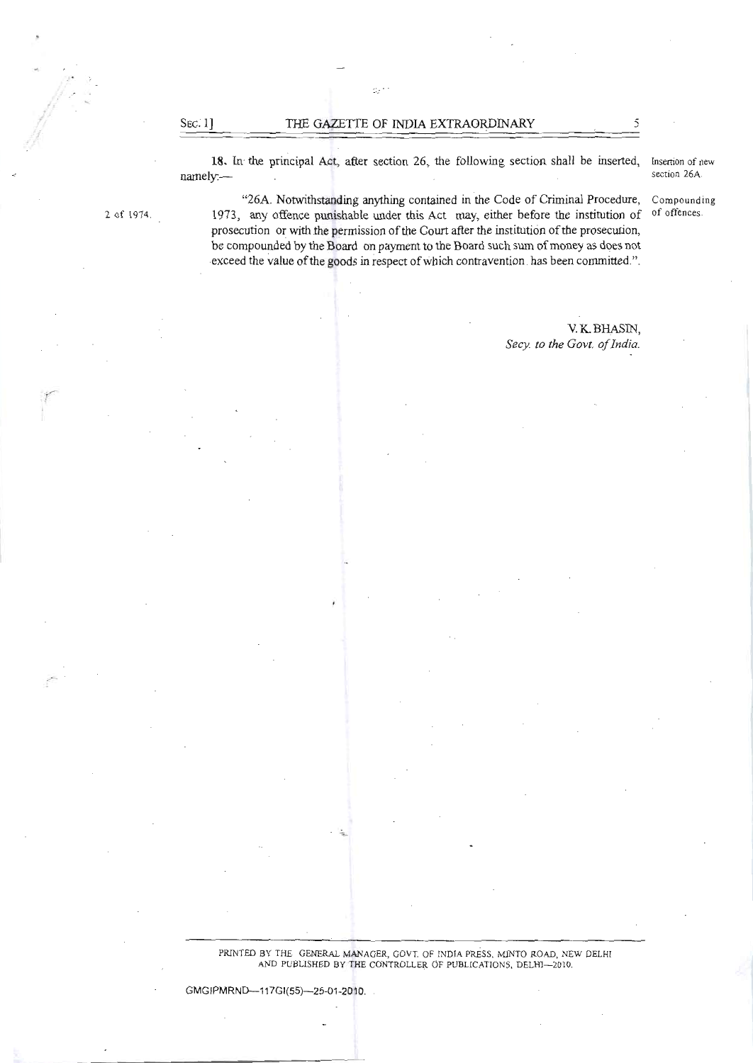18. In the principal Act, after section 26, the following section shall be inserted, namely:—

Insertion of new section 26A.

"26A. Notwithstanding anything contained in the Code of Criminal Procedure, 1973, any offence punishable under this Act may, either before the institution of prosecution or with the permission of the Court after the institution of the prosecution, be compounded by the Board on payment to the Board such sum of money as does not exceed the value of the goods in respect of which contravention has been committed.".

2 of 1974.

Compounding of offences.

V. K. BHASIN,
*Secy. to the Govt. of India.*

PRINTED BY THE GENERAL MANAGER, GOVT. OF INDIA PRESS, MINTO ROAD, NEW DELHI AND PUBLISHED BY THE CONTROLLER OF PUBLICATIONS, DELHI—2010.

GMGIPMRND—117GI(55)—25-01-2010.